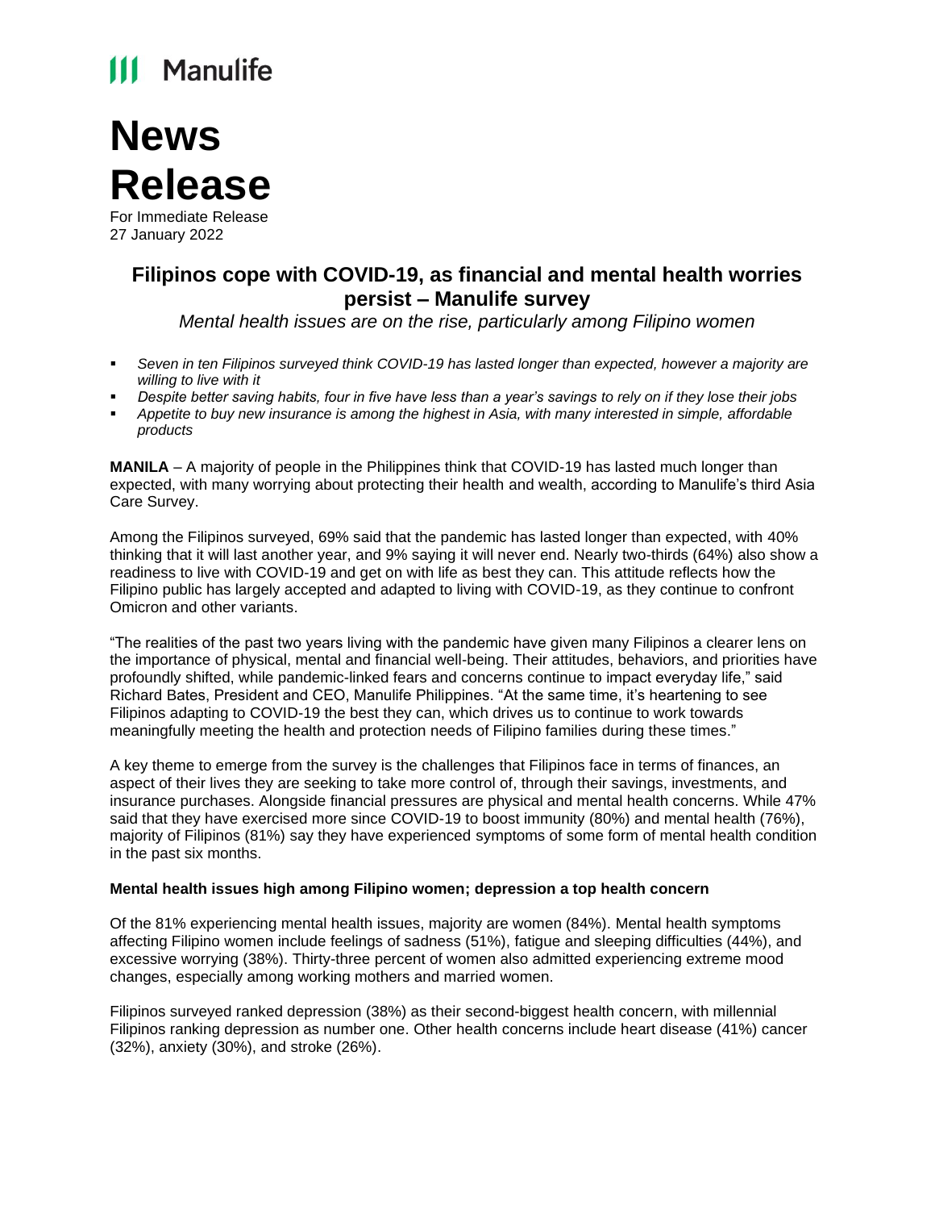Manulife

# News Release

For Immediate Release
27 January 2022

## Filipinos cope with COVID-19, as financial and mental health worries persist – Manulife survey

*Mental health issues are on the rise, particularly among Filipino women*

- *Seven in ten Filipinos surveyed think COVID-19 has lasted longer than expected, however a majority are willing to live with it*
- *Despite better saving habits, four in five have less than a year's savings to rely on if they lose their jobs*
- *Appetite to buy new insurance is among the highest in Asia, with many interested in simple, affordable products*

**MANILA** – A majority of people in the Philippines think that COVID-19 has lasted much longer than expected, with many worrying about protecting their health and wealth, according to Manulife's third Asia Care Survey.

Among the Filipinos surveyed, 69% said that the pandemic has lasted longer than expected, with 40% thinking that it will last another year, and 9% saying it will never end. Nearly two-thirds (64%) also show a readiness to live with COVID-19 and get on with life as best they can. This attitude reflects how the Filipino public has largely accepted and adapted to living with COVID-19, as they continue to confront Omicron and other variants.

"The realities of the past two years living with the pandemic have given many Filipinos a clearer lens on the importance of physical, mental and financial well-being. Their attitudes, behaviors, and priorities have profoundly shifted, while pandemic-linked fears and concerns continue to impact everyday life," said Richard Bates, President and CEO, Manulife Philippines. "At the same time, it's heartening to see Filipinos adapting to COVID-19 the best they can, which drives us to continue to work towards meaningfully meeting the health and protection needs of Filipino families during these times."

A key theme to emerge from the survey is the challenges that Filipinos face in terms of finances, an aspect of their lives they are seeking to take more control of, through their savings, investments, and insurance purchases. Alongside financial pressures are physical and mental health concerns. While 47% said that they have exercised more since COVID-19 to boost immunity (80%) and mental health (76%), majority of Filipinos (81%) say they have experienced symptoms of some form of mental health condition in the past six months.

**Mental health issues high among Filipino women; depression a top health concern**

Of the 81% experiencing mental health issues, majority are women (84%). Mental health symptoms affecting Filipino women include feelings of sadness (51%), fatigue and sleeping difficulties (44%), and excessive worrying (38%). Thirty-three percent of women also admitted experiencing extreme mood changes, especially among working mothers and married women.

Filipinos surveyed ranked depression (38%) as their second-biggest health concern, with millennial Filipinos ranking depression as number one. Other health concerns include heart disease (41%) cancer (32%), anxiety (30%), and stroke (26%).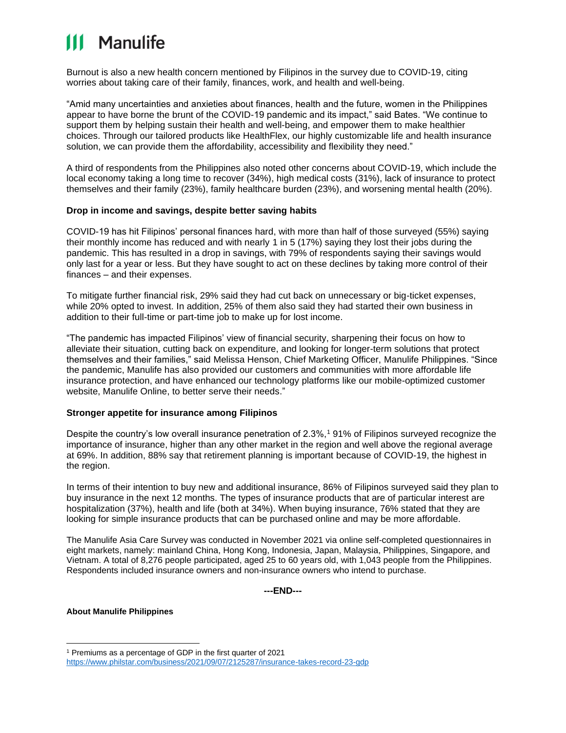Burnout is also a new health concern mentioned by Filipinos in the survey due to COVID-19, citing worries about taking care of their family, finances, work, and health and well-being.

"Amid many uncertainties and anxieties about finances, health and the future, women in the Philippines appear to have borne the brunt of the COVID-19 pandemic and its impact," said Bates. "We continue to support them by helping sustain their health and well-being, and empower them to make healthier choices. Through our tailored products like HealthFlex, our highly customizable life and health insurance solution, we can provide them the affordability, accessibility and flexibility they need."

A third of respondents from the Philippines also noted other concerns about COVID-19, which include the local economy taking a long time to recover (34%), high medical costs (31%), lack of insurance to protect themselves and their family (23%), family healthcare burden (23%), and worsening mental health (20%).

**Drop in income and savings, despite better saving habits**

COVID-19 has hit Filipinos' personal finances hard, with more than half of those surveyed (55%) saying their monthly income has reduced and with nearly 1 in 5 (17%) saying they lost their jobs during the pandemic. This has resulted in a drop in savings, with 79% of respondents saying their savings would only last for a year or less. But they have sought to act on these declines by taking more control of their finances – and their expenses.

To mitigate further financial risk, 29% said they had cut back on unnecessary or big-ticket expenses, while 20% opted to invest. In addition, 25% of them also said they had started their own business in addition to their full-time or part-time job to make up for lost income.

"The pandemic has impacted Filipinos' view of financial security, sharpening their focus on how to alleviate their situation, cutting back on expenditure, and looking for longer-term solutions that protect themselves and their families," said Melissa Henson, Chief Marketing Officer, Manulife Philippines. "Since the pandemic, Manulife has also provided our customers and communities with more affordable life insurance protection, and have enhanced our technology platforms like our mobile-optimized customer website, Manulife Online, to better serve their needs."

**Stronger appetite for insurance among Filipinos**

Despite the country's low overall insurance penetration of 2.3%,[1] 91% of Filipinos surveyed recognize the importance of insurance, higher than any other market in the region and well above the regional average at 69%. In addition, 88% say that retirement planning is important because of COVID-19, the highest in the region.

In terms of their intention to buy new and additional insurance, 86% of Filipinos surveyed said they plan to buy insurance in the next 12 months. The types of insurance products that are of particular interest are hospitalization (37%), health and life (both at 34%). When buying insurance, 76% stated that they are looking for simple insurance products that can be purchased online and may be more affordable.

The Manulife Asia Care Survey was conducted in November 2021 via online self-completed questionnaires in eight markets, namely: mainland China, Hong Kong, Indonesia, Japan, Malaysia, Philippines, Singapore, and Vietnam. A total of 8,276 people participated, aged 25 to 60 years old, with 1,043 people from the Philippines. Respondents included insurance owners and non-insurance owners who intend to purchase.

**---END---**

**About Manulife Philippines**

---

[1] Premiums as a percentage of GDP in the first quarter of 2021
https://www.philstar.com/business/2021/09/07/2125287/insurance-takes-record-23-gdp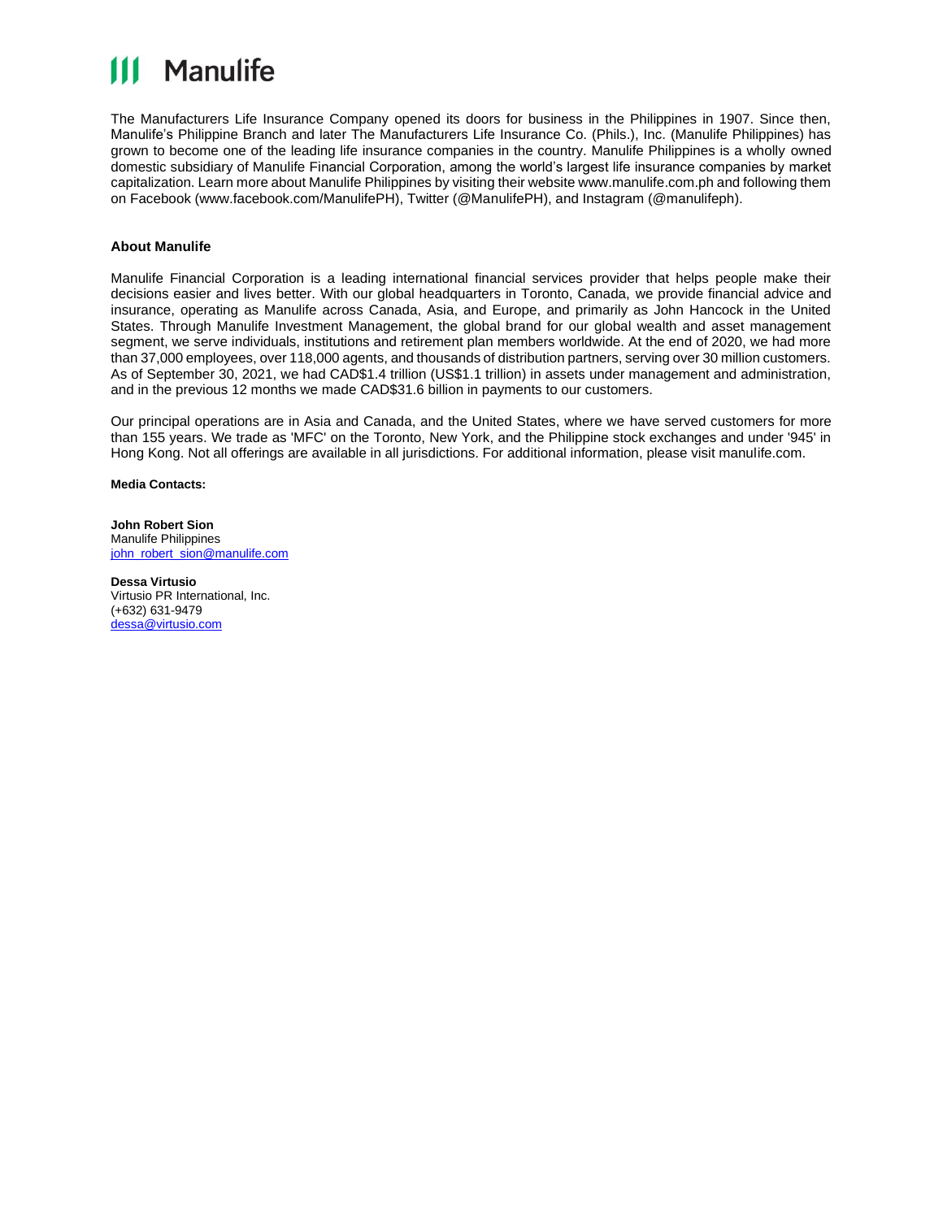The Manufacturers Life Insurance Company opened its doors for business in the Philippines in 1907. Since then, Manulife's Philippine Branch and later The Manufacturers Life Insurance Co. (Phils.), Inc. (Manulife Philippines) has grown to become one of the leading life insurance companies in the country. Manulife Philippines is a wholly owned domestic subsidiary of Manulife Financial Corporation, among the world's largest life insurance companies by market capitalization. Learn more about Manulife Philippines by visiting their website www.manulife.com.ph and following them on Facebook (www.facebook.com/ManulifePH), Twitter (@ManulifePH), and Instagram (@manulifeph).

**About Manulife**

Manulife Financial Corporation is a leading international financial services provider that helps people make their decisions easier and lives better. With our global headquarters in Toronto, Canada, we provide financial advice and insurance, operating as Manulife across Canada, Asia, and Europe, and primarily as John Hancock in the United States. Through Manulife Investment Management, the global brand for our global wealth and asset management segment, we serve individuals, institutions and retirement plan members worldwide. At the end of 2020, we had more than 37,000 employees, over 118,000 agents, and thousands of distribution partners, serving over 30 million customers. As of September 30, 2021, we had CAD$1.4 trillion (US$1.1 trillion) in assets under management and administration, and in the previous 12 months we made CAD$31.6 billion in payments to our customers.

Our principal operations are in Asia and Canada, and the United States, where we have served customers for more than 155 years. We trade as 'MFC' on the Toronto, New York, and the Philippine stock exchanges and under '945' in Hong Kong. Not all offerings are available in all jurisdictions. For additional information, please visit manulife.com.

**Media Contacts:**

**John Robert Sion**
Manulife Philippines
john_robert_sion@manulife.com

**Dessa Virtusio**
Virtusio PR International, Inc.
(+632) 631-9479
dessa@virtusio.com